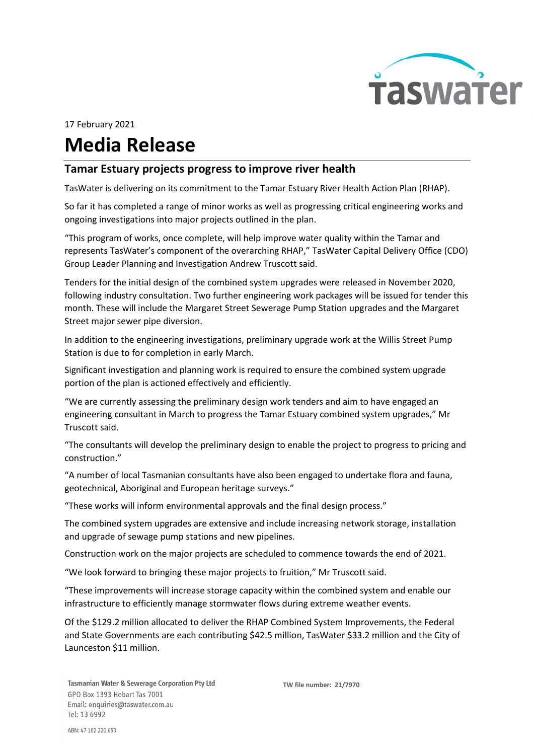17 February 2021

# Media Release

## Tamar Estuary projects progress to improve river health

TasWater is delivering on its commitment to the Tamar Estuary River Health Action Plan (RHAP).

So far it has completed a range of minor works as well as progressing critical engineering works and ongoing investigations into major projects outlined in the plan.

"This program of works, once complete, will help improve water quality within the Tamar and represents TasWater's component of the overarching RHAP," TasWater Capital Delivery Office (CDO) Group Leader Planning and Investigation Andrew Truscott said.

Tenders for the initial design of the combined system upgrades were released in November 2020, following industry consultation. Two further engineering work packages will be issued for tender this month. These will include the Margaret Street Sewerage Pump Station upgrades and the Margaret Street major sewer pipe diversion.

In addition to the engineering investigations, preliminary upgrade work at the Willis Street Pump Station is due to for completion in early March.

Significant investigation and planning work is required to ensure the combined system upgrade portion of the plan is actioned effectively and efficiently.

"We are currently assessing the preliminary design work tenders and aim to have engaged an engineering consultant in March to progress the Tamar Estuary combined system upgrades," Mr Truscott said.

"The consultants will develop the preliminary design to enable the project to progress to pricing and construction."

"A number of local Tasmanian consultants have also been engaged to undertake flora and fauna, geotechnical, Aboriginal and European heritage surveys."

"These works will inform environmental approvals and the final design process."

The combined system upgrades are extensive and include increasing network storage, installation and upgrade of sewage pump stations and new pipelines.

Construction work on the major projects are scheduled to commence towards the end of 2021.

"We look forward to bringing these major projects to fruition," Mr Truscott said.

"These improvements will increase storage capacity within the combined system and enable our infrastructure to efficiently manage stormwater flows during extreme weather events.

Of the $129.2 million allocated to deliver the RHAP Combined System Improvements, the Federal and State Governments are each contributing $42.5 million, TasWater $33.2 million and the City of Launceston $11 million.

Tasmanian Water & Sewerage Corporation Pty Ltd
GPO Box 1393 Hobart Tas 7001
Email: enquiries@taswater.com.au
Tel: 13 6992

ABN: 47 162 220 653

TW file number: 21/7970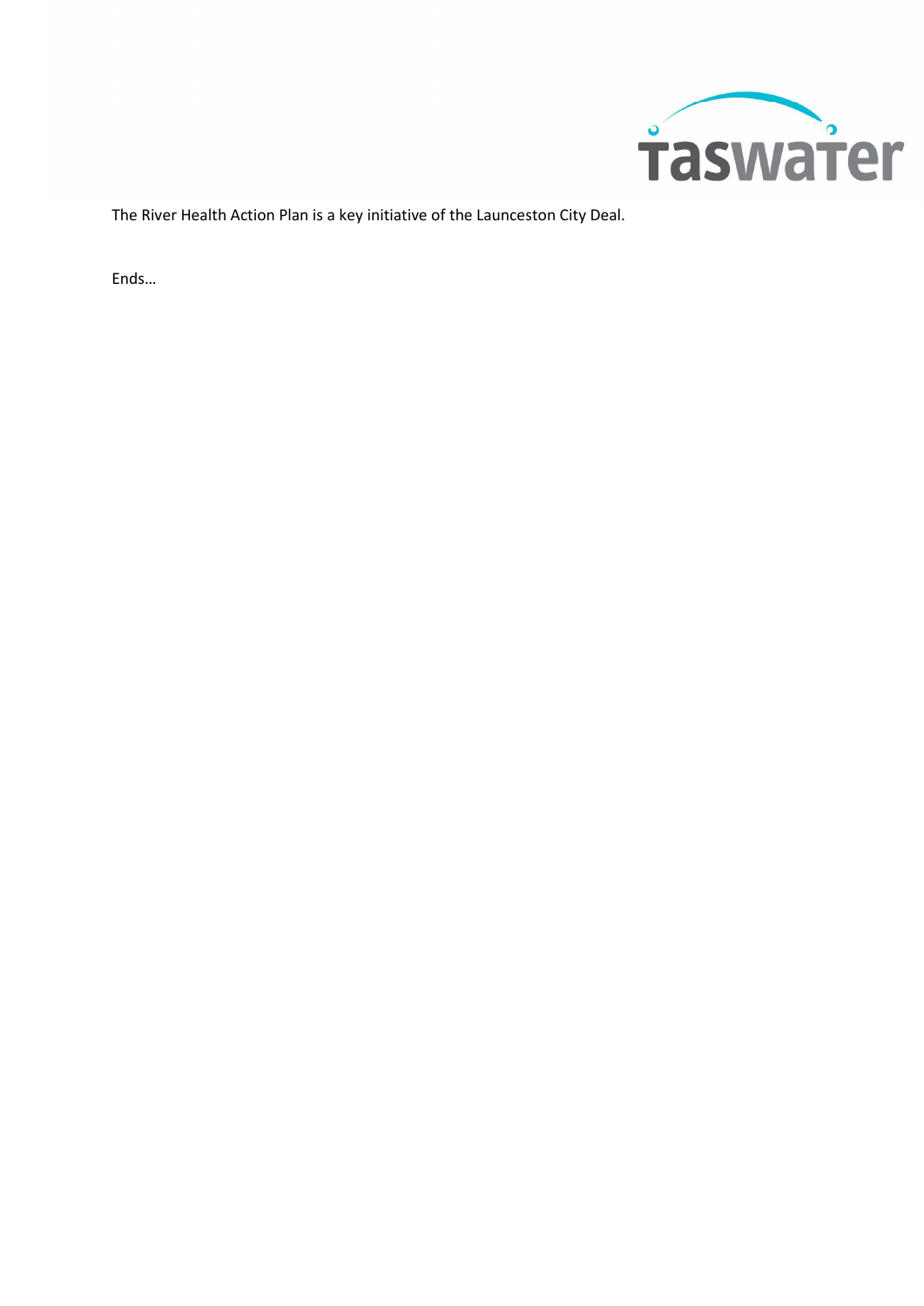The River Health Action Plan is a key initiative of the Launceston City Deal.

Ends…